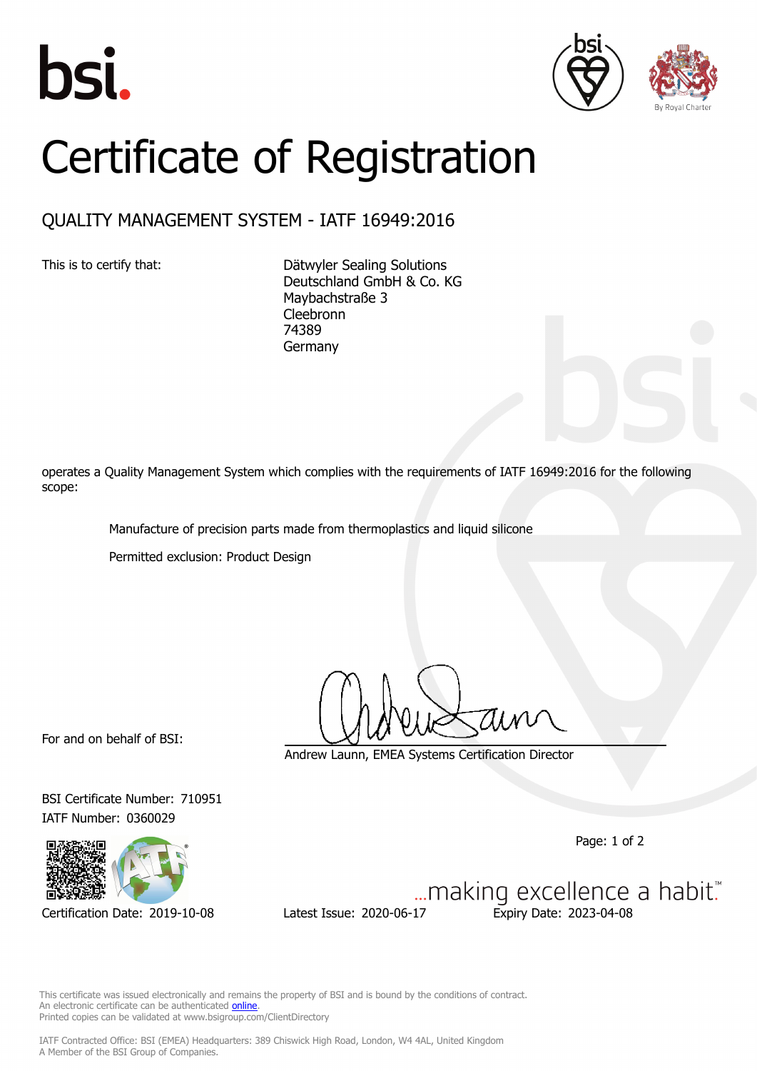# Certificate of Registration

## QUALITY MANAGEMENT SYSTEM - IATF 16949:2016

This is to certify that:

Dätwyler Sealing Solutions
Deutschland GmbH & Co. KG
Maybachstraße 3
Cleebronn
74389
Germany

operates a Quality Management System which complies with the requirements of IATF 16949:2016 for the following scope:

Manufacture of precision parts made from thermoplastics and liquid silicone

Permitted exclusion: Product Design

For and on behalf of BSI:

Andrew Launn, EMEA Systems Certification Director

BSI Certificate Number: 710951
IATF Number: 0360029

Certification Date: 2019-10-08 | Latest Issue: 2020-06-17 | Expiry Date: 2023-04-08

...making excellence a habit.™

This certificate was issued electronically and remains the property of BSI and is bound by the conditions of contract.
An electronic certificate can be authenticated online.
Printed copies can be validated at www.bsigroup.com/ClientDirectory

IATF Contracted Office: BSI (EMEA) Headquarters: 389 Chiswick High Road, London, W4 4AL, United Kingdom
A Member of the BSI Group of Companies.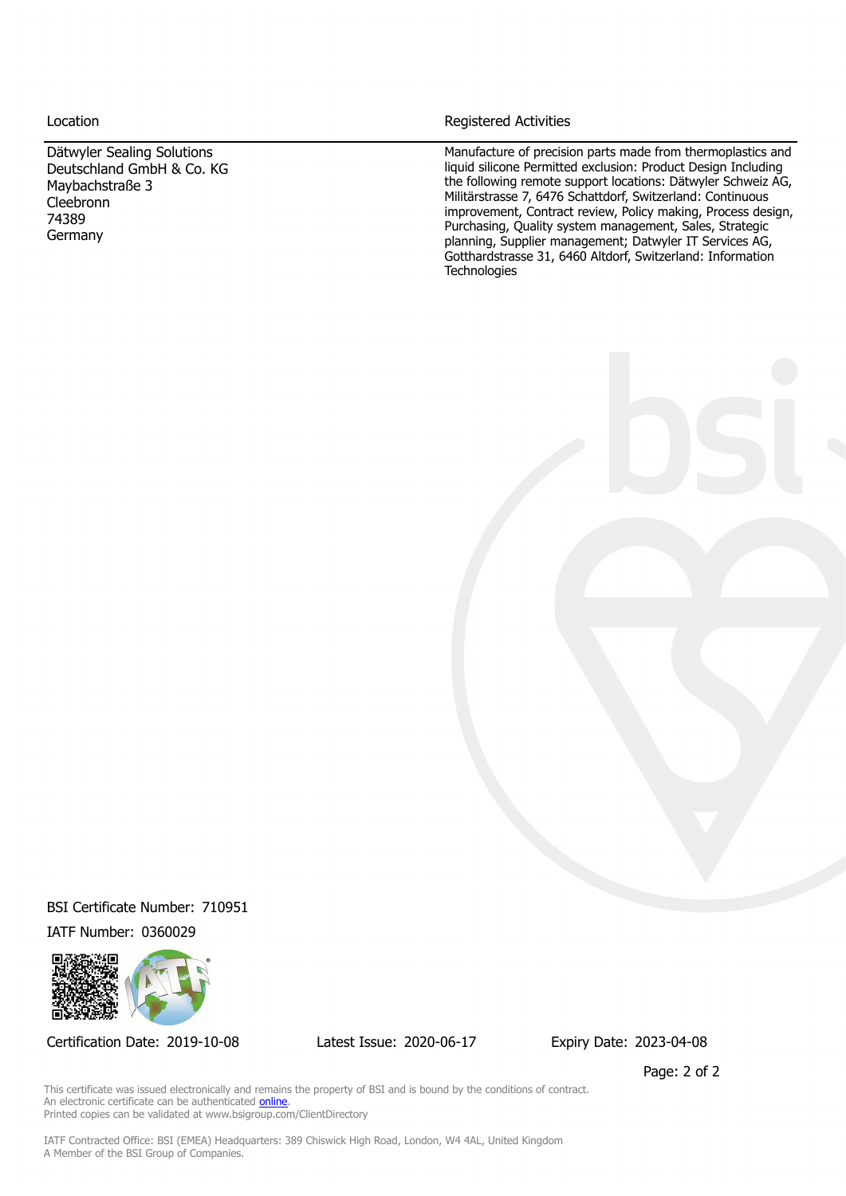| Location | Registered Activities |
| --- | --- |
| Dätwyler Sealing Solutions<br>Deutschland GmbH & Co. KG<br>Maybachstraße 3<br>Cleebronn<br>74389<br>Germany | Manufacture of precision parts made from thermoplastics and liquid silicone Permitted exclusion: Product Design Including the following remote support locations: Dätwyler Schweiz AG, Militärstrasse 7, 6476 Schattdorf, Switzerland: Continuous improvement, Contract review, Policy making, Process design, Purchasing, Quality system management, Sales, Strategic planning, Supplier management; Datwyler IT Services AG, Gotthardstrasse 31, 6460 Altdorf, Switzerland: Information Technologies |

BSI Certificate Number: 710951

IATF Number: 0360029

Certification Date: 2019-10-08 Latest Issue: 2020-06-17 Expiry Date: 2023-04-08

This certificate was issued electronically and remains the property of BSI and is bound by the conditions of contract.
An electronic certificate can be authenticated online.
Printed copies can be validated at www.bsigroup.com/ClientDirectory

IATF Contracted Office: BSI (EMEA) Headquarters: 389 Chiswick High Road, London, W4 4AL, United Kingdom
A Member of the BSI Group of Companies.